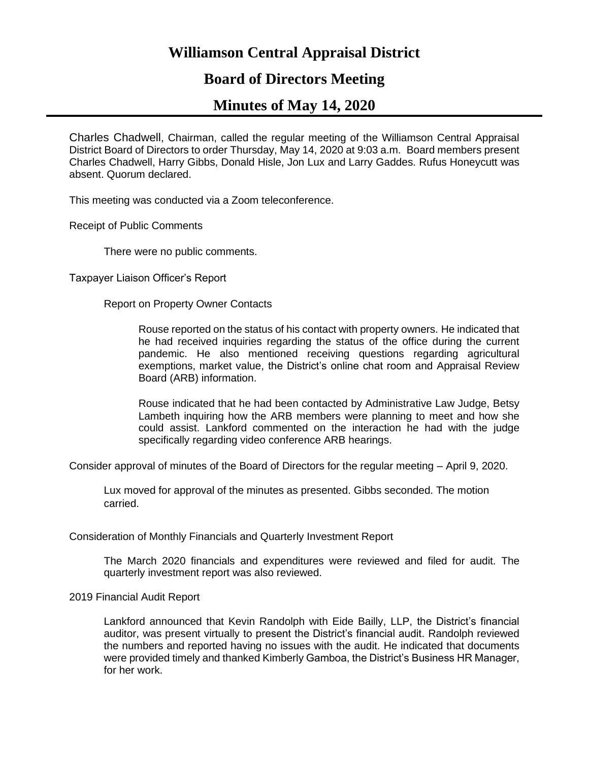# Williamson Central Appraisal District

## Board of Directors Meeting

## Minutes of May 14, 2020

Charles Chadwell, Chairman, called the regular meeting of the Williamson Central Appraisal District Board of Directors to order Thursday, May 14, 2020 at 9:03 a.m. Board members present Charles Chadwell, Harry Gibbs, Donald Hisle, Jon Lux and Larry Gaddes. Rufus Honeycutt was absent. Quorum declared.

This meeting was conducted via a Zoom teleconference.

Receipt of Public Comments

> There were no public comments.

Taxpayer Liaison Officer's Report

> Report on Property Owner Contacts
>
> > Rouse reported on the status of his contact with property owners. He indicated that he had received inquiries regarding the status of the office during the current pandemic. He also mentioned receiving questions regarding agricultural exemptions, market value, the District's online chat room and Appraisal Review Board (ARB) information.
> >
> > Rouse indicated that he had been contacted by Administrative Law Judge, Betsy Lambeth inquiring how the ARB members were planning to meet and how she could assist. Lankford commented on the interaction he had with the judge specifically regarding video conference ARB hearings.

Consider approval of minutes of the Board of Directors for the regular meeting – April 9, 2020.

> Lux moved for approval of the minutes as presented. Gibbs seconded. The motion carried.

Consideration of Monthly Financials and Quarterly Investment Report

> The March 2020 financials and expenditures were reviewed and filed for audit. The quarterly investment report was also reviewed.

2019 Financial Audit Report

> Lankford announced that Kevin Randolph with Eide Bailly, LLP, the District's financial auditor, was present virtually to present the District's financial audit. Randolph reviewed the numbers and reported having no issues with the audit. He indicated that documents were provided timely and thanked Kimberly Gamboa, the District's Business HR Manager, for her work.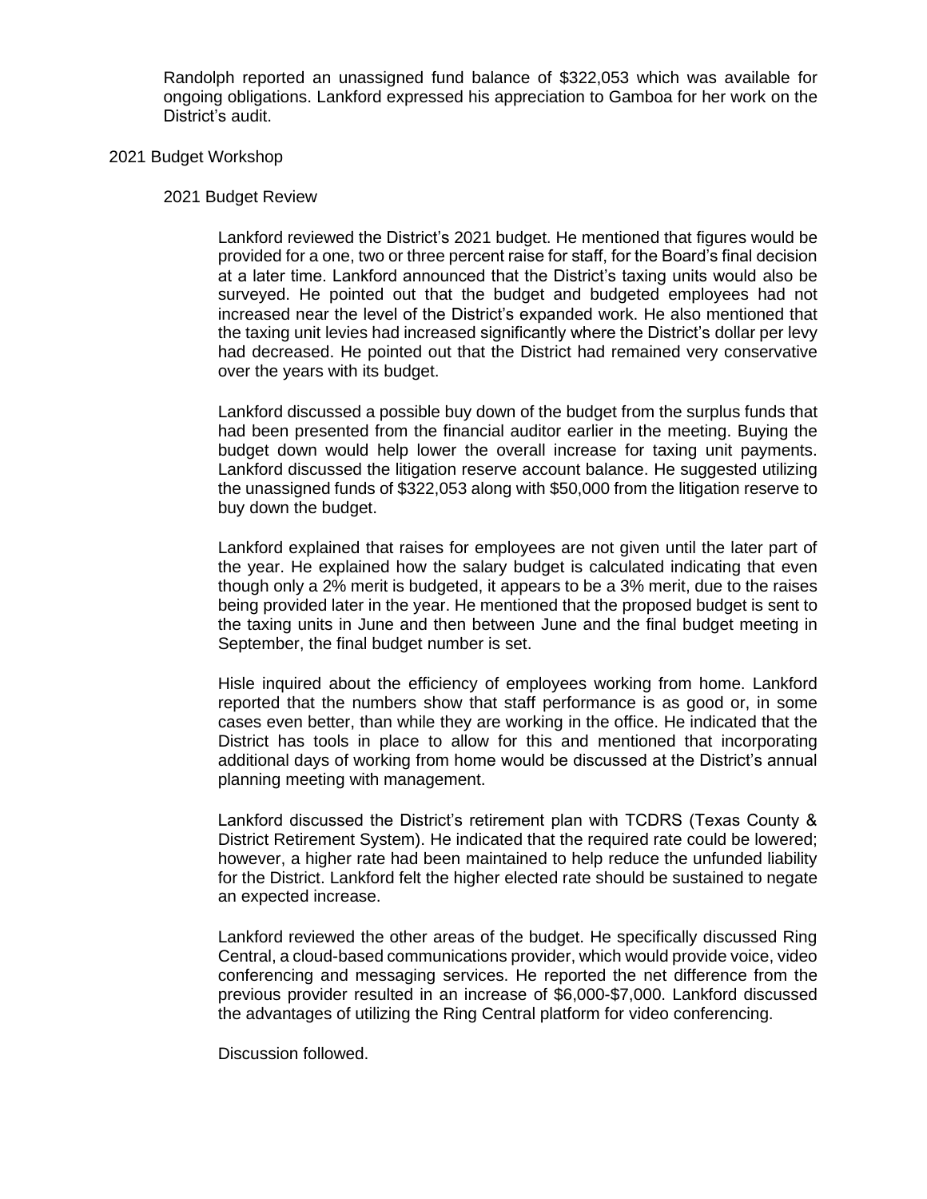Randolph reported an unassigned fund balance of $322,053 which was available for ongoing obligations. Lankford expressed his appreciation to Gamboa for her work on the District's audit.

## 2021 Budget Workshop

### 2021 Budget Review

Lankford reviewed the District's 2021 budget. He mentioned that figures would be provided for a one, two or three percent raise for staff, for the Board's final decision at a later time. Lankford announced that the District's taxing units would also be surveyed. He pointed out that the budget and budgeted employees had not increased near the level of the District's expanded work. He also mentioned that the taxing unit levies had increased significantly where the District's dollar per levy had decreased. He pointed out that the District had remained very conservative over the years with its budget.

Lankford discussed a possible buy down of the budget from the surplus funds that had been presented from the financial auditor earlier in the meeting. Buying the budget down would help lower the overall increase for taxing unit payments. Lankford discussed the litigation reserve account balance. He suggested utilizing the unassigned funds of $322,053 along with $50,000 from the litigation reserve to buy down the budget.

Lankford explained that raises for employees are not given until the later part of the year. He explained how the salary budget is calculated indicating that even though only a 2% merit is budgeted, it appears to be a 3% merit, due to the raises being provided later in the year. He mentioned that the proposed budget is sent to the taxing units in June and then between June and the final budget meeting in September, the final budget number is set.

Hisle inquired about the efficiency of employees working from home. Lankford reported that the numbers show that staff performance is as good or, in some cases even better, than while they are working in the office. He indicated that the District has tools in place to allow for this and mentioned that incorporating additional days of working from home would be discussed at the District's annual planning meeting with management.

Lankford discussed the District's retirement plan with TCDRS (Texas County & District Retirement System). He indicated that the required rate could be lowered; however, a higher rate had been maintained to help reduce the unfunded liability for the District. Lankford felt the higher elected rate should be sustained to negate an expected increase.

Lankford reviewed the other areas of the budget. He specifically discussed Ring Central, a cloud-based communications provider, which would provide voice, video conferencing and messaging services. He reported the net difference from the previous provider resulted in an increase of $6,000-$7,000. Lankford discussed the advantages of utilizing the Ring Central platform for video conferencing.

Discussion followed.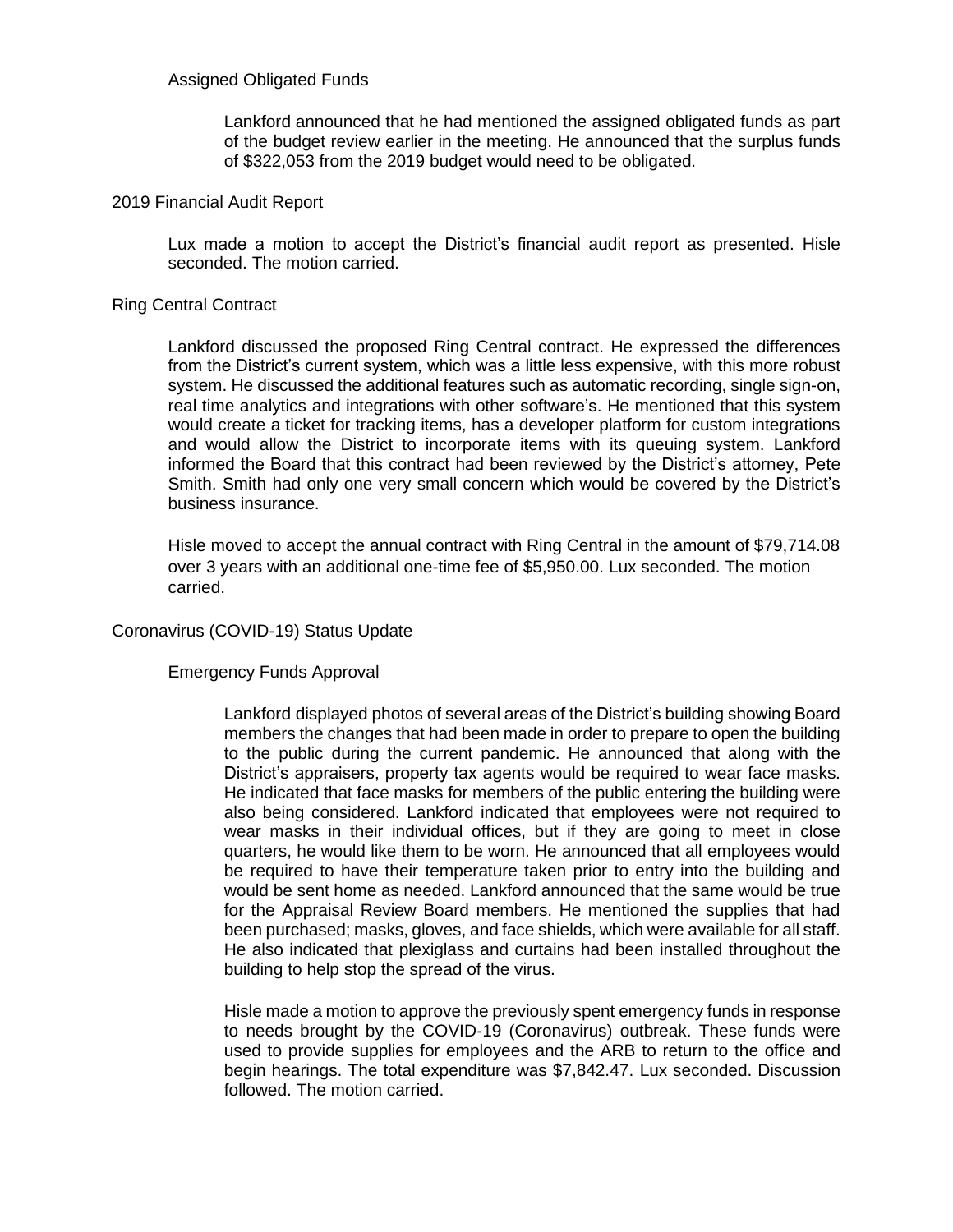### Assigned Obligated Funds

Lankford announced that he had mentioned the assigned obligated funds as part of the budget review earlier in the meeting. He announced that the surplus funds of $322,053 from the 2019 budget would need to be obligated.

## 2019 Financial Audit Report

Lux made a motion to accept the District's financial audit report as presented. Hisle seconded. The motion carried.

## Ring Central Contract

Lankford discussed the proposed Ring Central contract. He expressed the differences from the District's current system, which was a little less expensive, with this more robust system. He discussed the additional features such as automatic recording, single sign-on, real time analytics and integrations with other software's. He mentioned that this system would create a ticket for tracking items, has a developer platform for custom integrations and would allow the District to incorporate items with its queuing system. Lankford informed the Board that this contract had been reviewed by the District's attorney, Pete Smith. Smith had only one very small concern which would be covered by the District's business insurance.

Hisle moved to accept the annual contract with Ring Central in the amount of $79,714.08 over 3 years with an additional one-time fee of $5,950.00. Lux seconded. The motion carried.

## Coronavirus (COVID-19) Status Update

### Emergency Funds Approval

Lankford displayed photos of several areas of the District's building showing Board members the changes that had been made in order to prepare to open the building to the public during the current pandemic. He announced that along with the District's appraisers, property tax agents would be required to wear face masks. He indicated that face masks for members of the public entering the building were also being considered. Lankford indicated that employees were not required to wear masks in their individual offices, but if they are going to meet in close quarters, he would like them to be worn. He announced that all employees would be required to have their temperature taken prior to entry into the building and would be sent home as needed. Lankford announced that the same would be true for the Appraisal Review Board members. He mentioned the supplies that had been purchased; masks, gloves, and face shields, which were available for all staff. He also indicated that plexiglass and curtains had been installed throughout the building to help stop the spread of the virus.

Hisle made a motion to approve the previously spent emergency funds in response to needs brought by the COVID-19 (Coronavirus) outbreak. These funds were used to provide supplies for employees and the ARB to return to the office and begin hearings. The total expenditure was $7,842.47. Lux seconded. Discussion followed. The motion carried.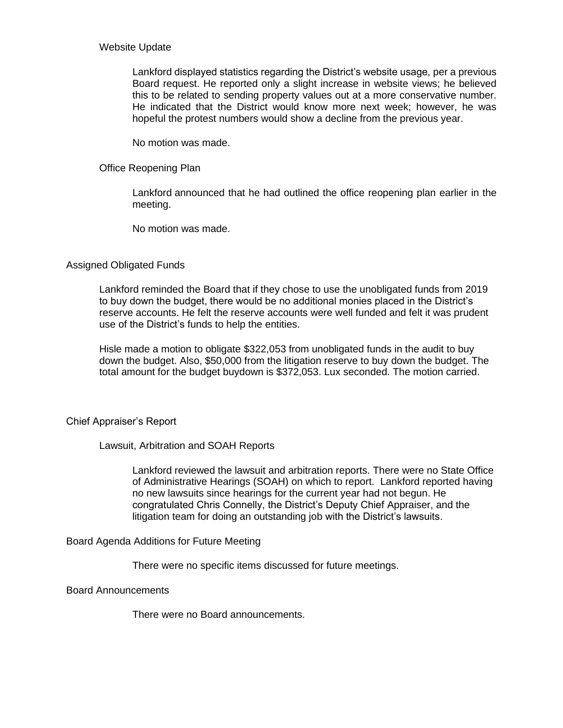### Website Update

Lankford displayed statistics regarding the District's website usage, per a previous Board request. He reported only a slight increase in website views; he believed this to be related to sending property values out at a more conservative number. He indicated that the District would know more next week; however, he was hopeful the protest numbers would show a decline from the previous year.

No motion was made.

### Office Reopening Plan

Lankford announced that he had outlined the office reopening plan earlier in the meeting.

No motion was made.

## Assigned Obligated Funds

Lankford reminded the Board that if they chose to use the unobligated funds from 2019 to buy down the budget, there would be no additional monies placed in the District's reserve accounts. He felt the reserve accounts were well funded and felt it was prudent use of the District's funds to help the entities.

Hisle made a motion to obligate $322,053 from unobligated funds in the audit to buy down the budget. Also, $50,000 from the litigation reserve to buy down the budget. The total amount for the budget buydown is $372,053. Lux seconded. The motion carried.

## Chief Appraiser's Report

### Lawsuit, Arbitration and SOAH Reports

Lankford reviewed the lawsuit and arbitration reports. There were no State Office of Administrative Hearings (SOAH) on which to report. Lankford reported having no new lawsuits since hearings for the current year had not begun. He congratulated Chris Connelly, the District's Deputy Chief Appraiser, and the litigation team for doing an outstanding job with the District's lawsuits.

## Board Agenda Additions for Future Meeting

There were no specific items discussed for future meetings.

## Board Announcements

There were no Board announcements.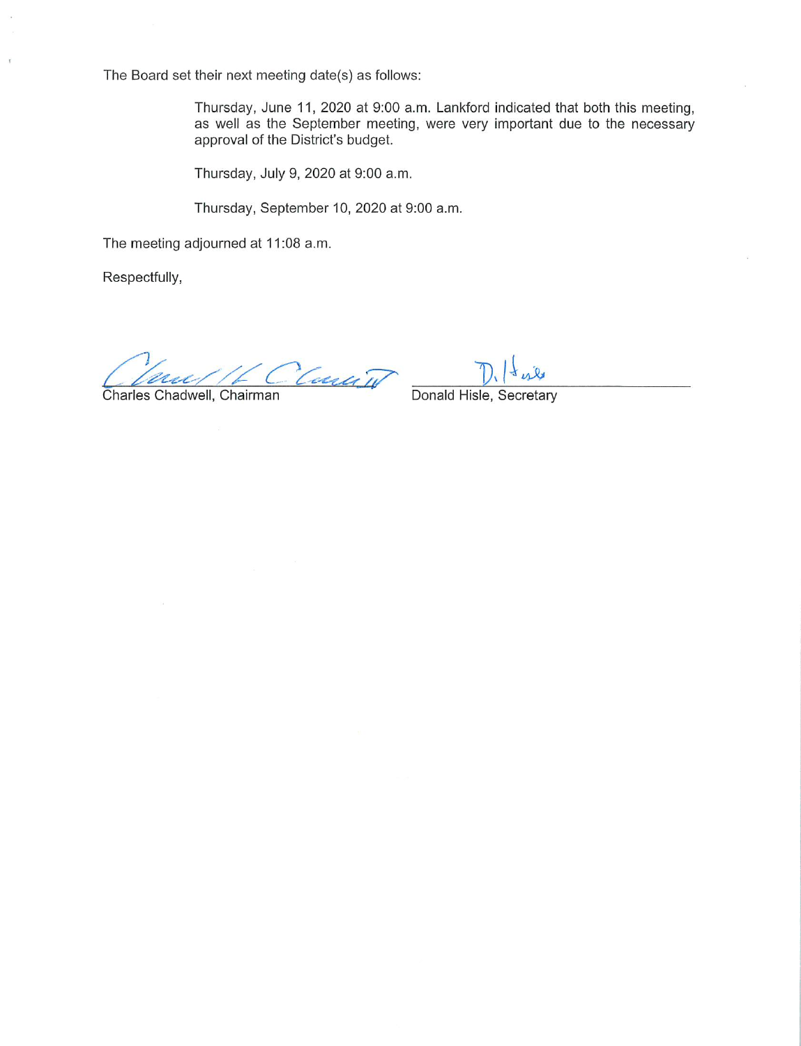The Board set their next meeting date(s) as follows:

> Thursday, June 11, 2020 at 9:00 a.m. Lankford indicated that both this meeting, as well as the September meeting, were very important due to the necessary approval of the District's budget.
>
> Thursday, July 9, 2020 at 9:00 a.m.
>
> Thursday, September 10, 2020 at 9:00 a.m.

The meeting adjourned at 11:08 a.m.

Respectfully,

Charles Chadwell, Chairman

Donald Hisle, Secretary